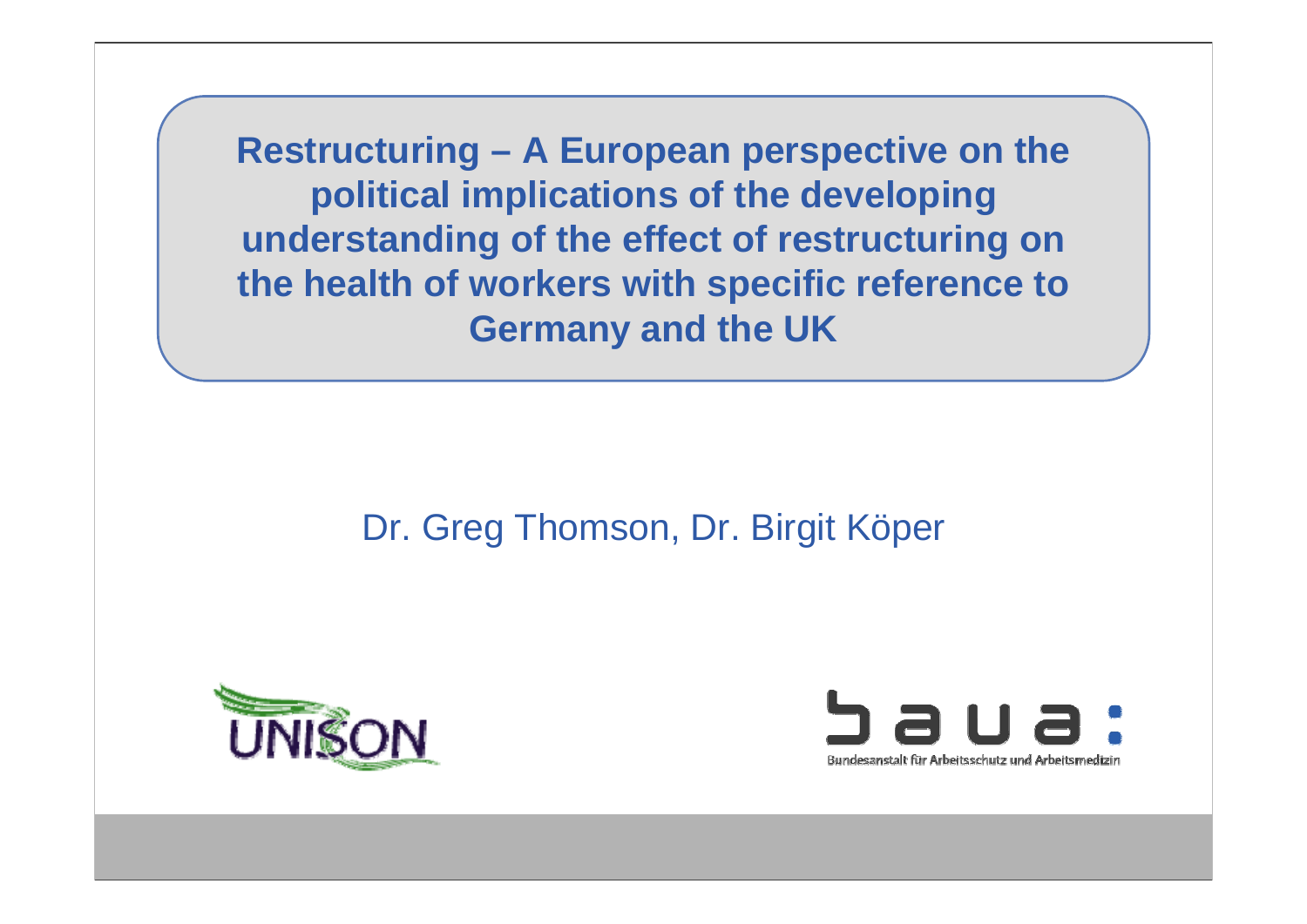# Restructuring – A European perspective on the political implications of the developing understanding of the effect of restructuring on the health of workers with specific reference to Germany and the UK

Dr. Greg Thomson, Dr. Birgit Köper

UNISON

baua:

Bundesanstalt für Arbeitsschutz und Arbeitsmedizin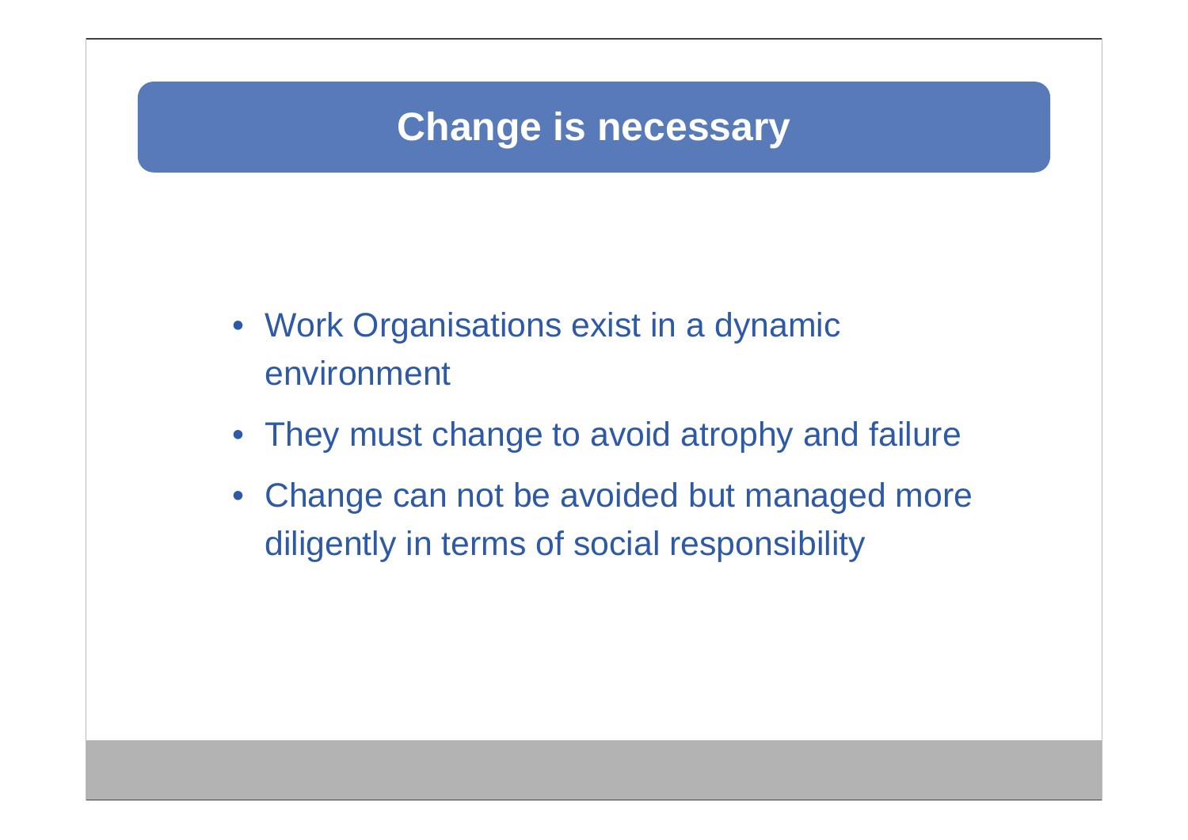# Change is necessary

- Work Organisations exist in a dynamic environment
- They must change to avoid atrophy and failure
- Change can not be avoided but managed more diligently in terms of social responsibility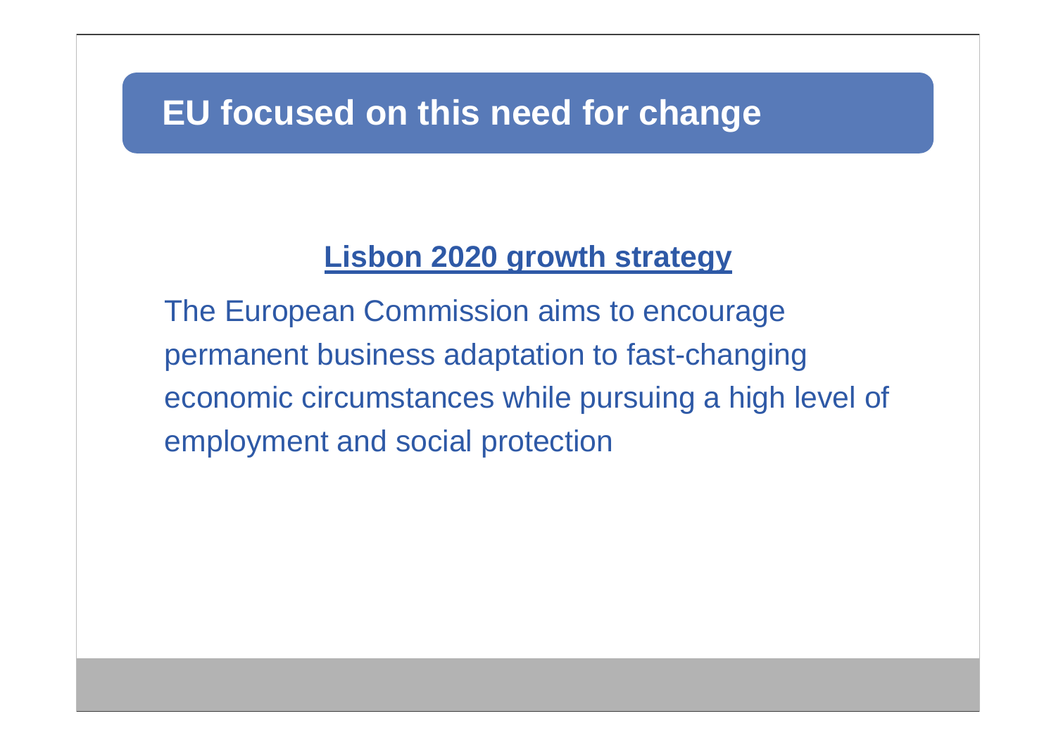# EU focused on this need for change

**Lisbon 2020 growth strategy**

The European Commission aims to encourage permanent business adaptation to fast-changing economic circumstances while pursuing a high level of employment and social protection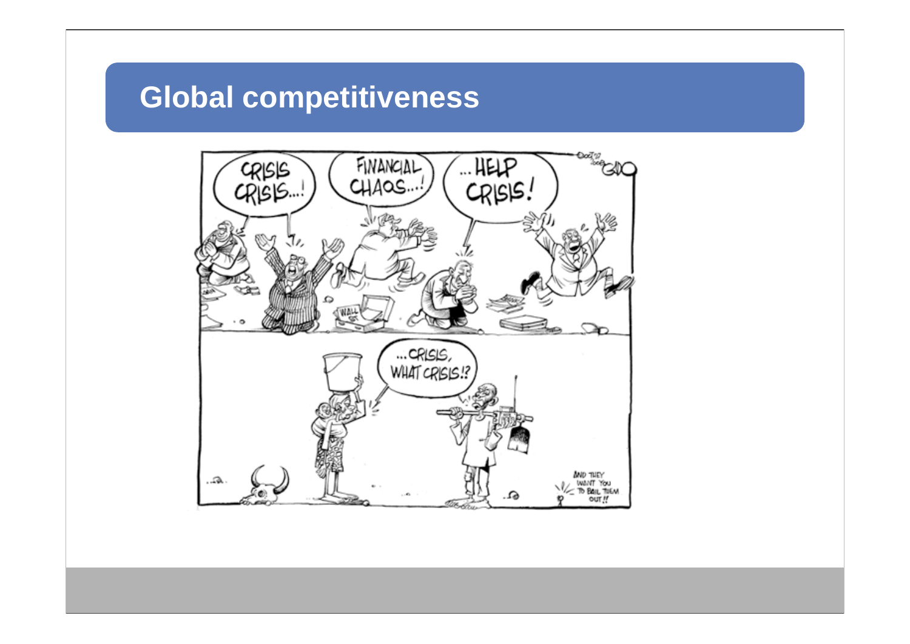# Global competitiveness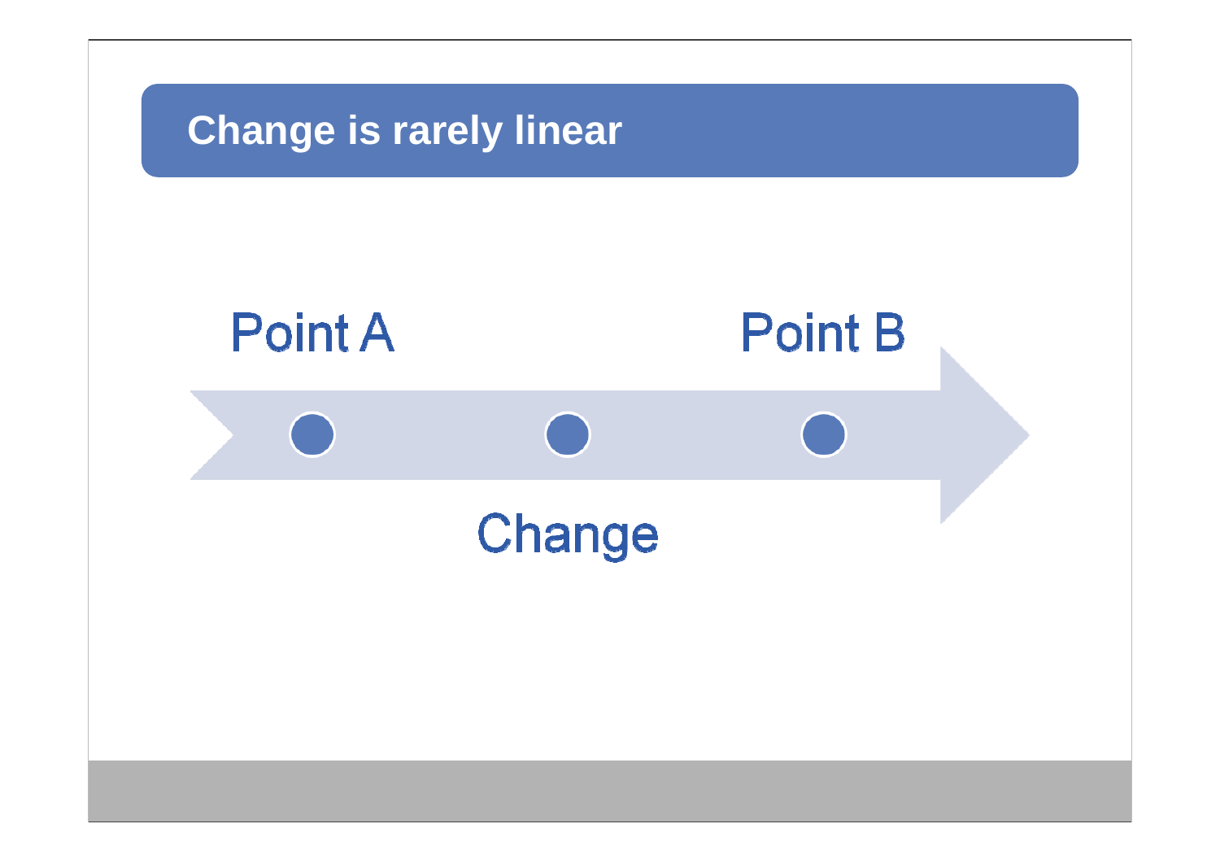# Change is rarely linear

Point A

Point B

Change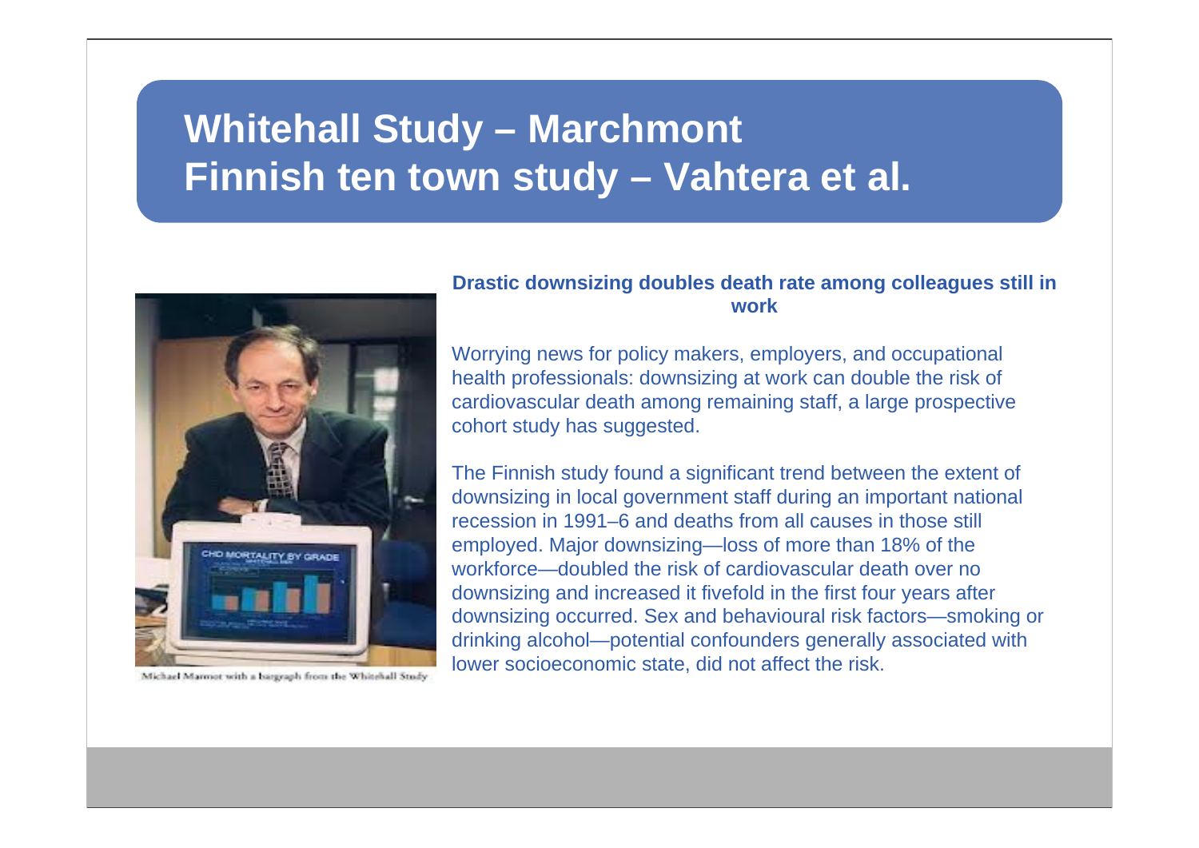# Whitehall Study – Marchmont
# Finnish ten town study – Vahtera et al.

Michael Marmot with a bargraph from the Whitehall Study

**Drastic downsizing doubles death rate among colleagues still in work**

Worrying news for policy makers, employers, and occupational health professionals: downsizing at work can double the risk of cardiovascular death among remaining staff, a large prospective cohort study has suggested.

The Finnish study found a significant trend between the extent of downsizing in local government staff during an important national recession in 1991–6 and deaths from all causes in those still employed. Major downsizing—loss of more than 18% of the workforce—doubled the risk of cardiovascular death over no downsizing and increased it fivefold in the first four years after downsizing occurred. Sex and behavioural risk factors—smoking or drinking alcohol—potential confounders generally associated with lower socioeconomic state, did not affect the risk.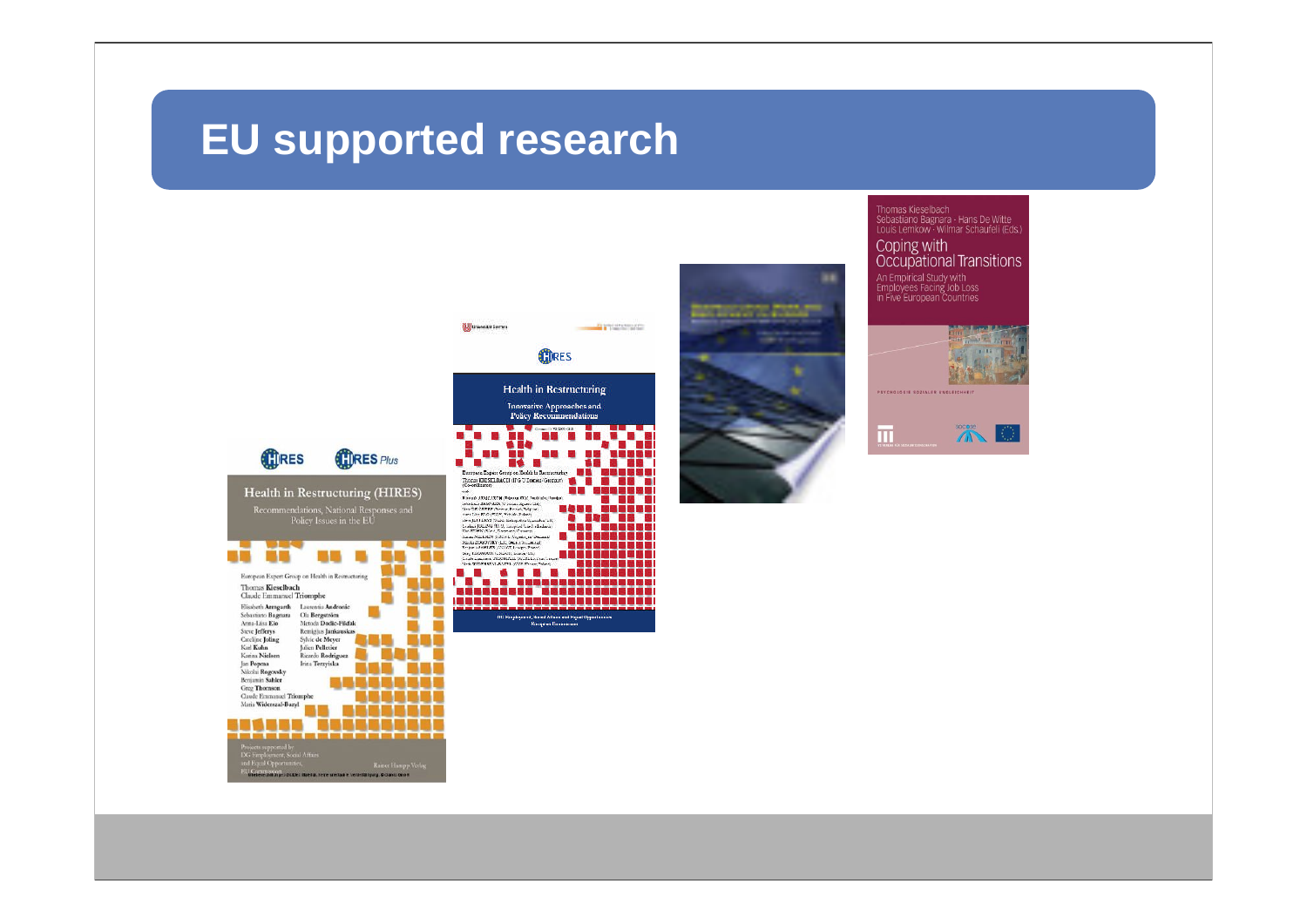# EU supported research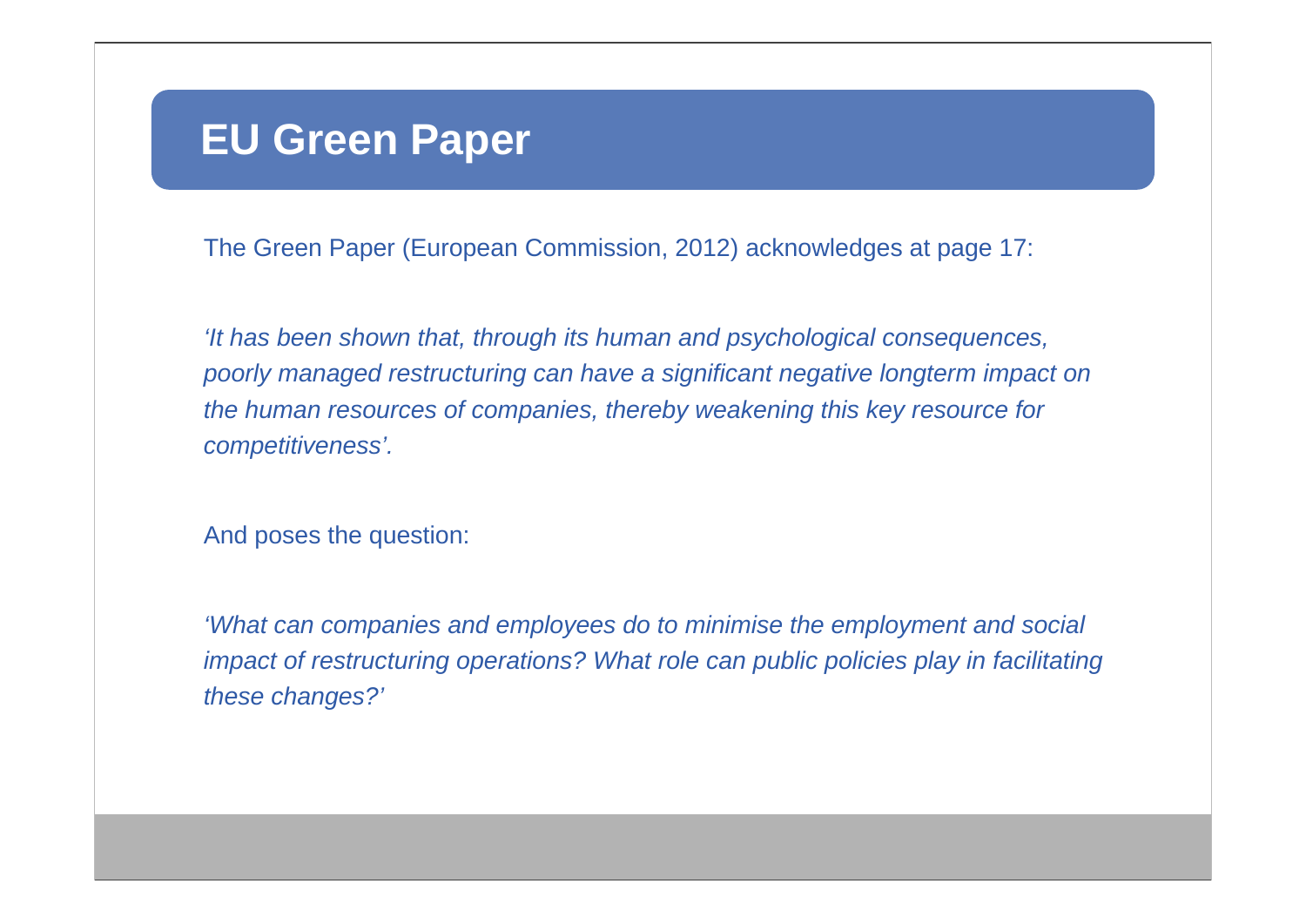# EU Green Paper

The Green Paper (European Commission, 2012) acknowledges at page 17:

*‘It has been shown that, through its human and psychological consequences, poorly managed restructuring can have a significant negative longterm impact on the human resources of companies, thereby weakening this key resource for competitiveness’.*

And poses the question:

*‘What can companies and employees do to minimise the employment and social impact of restructuring operations? What role can public policies play in facilitating these changes?’*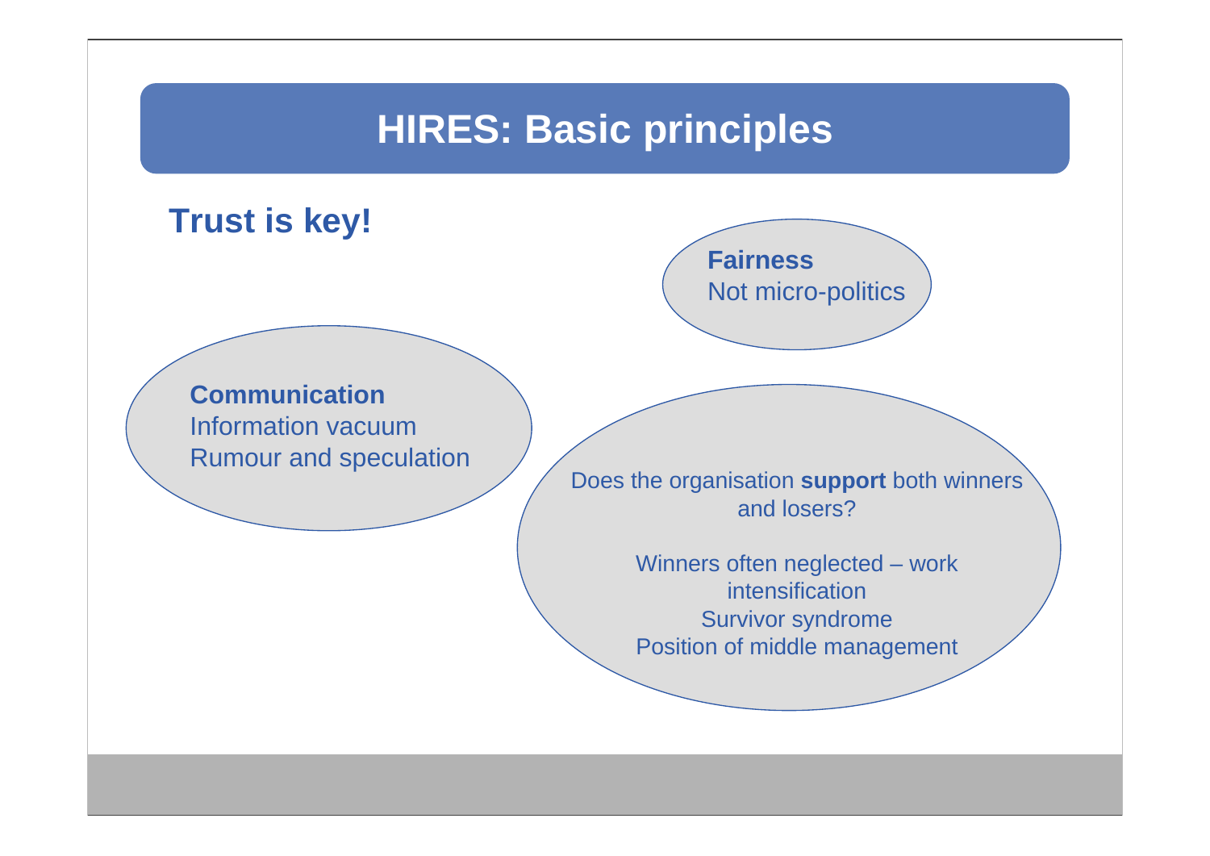# HIRES: Basic principles

## Trust is key!

**Fairness**
Not micro-politics

**Communication**
Information vacuum
Rumour and speculation

Does the organisation **support** both winners and losers?

Winners often neglected – work intensification
Survivor syndrome
Position of middle management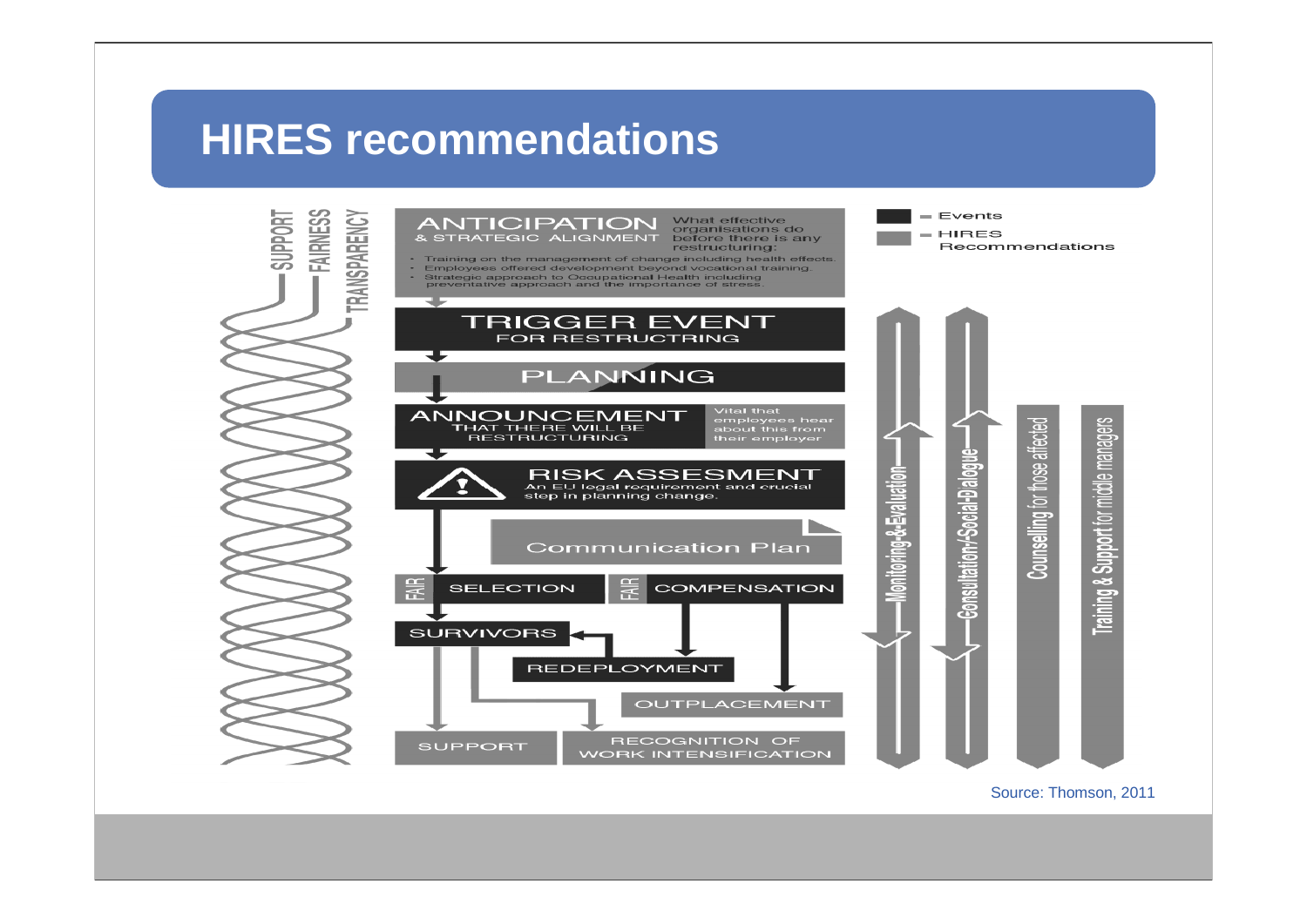# HIRES recommendations

SUPPORT
FAIRNESS
TRANSPARENCY

ANTICIPATION
& STRATEGIC ALIGNMENT
What effective organisations do before there is any restructuring:

- Training on the management of change including health effects.
- Employees offered development beyond vocational training.
- Strategic approach to Occupational Health including preventative approach and the importance of stress.

TRIGGER EVENT
FOR RESTRUCTRING

PLANNING

ANNOUNCEMENT
THAT THERE WILL BE RESTRUCTURING
Vital that employees hear about this from their employer

RISK ASSESMENT
An EU legal requirement and crucial step in planning change.

Communication Plan

FAIR SELECTION

FAIR COMPENSATION

SURVIVORS

REDEPLOYMENT

OUTPLACEMENT

SUPPORT

RECOGNITION OF WORK INTENSIFICATION

Events

HIRES Recommendations

Monitoring-&-Evaluation

Consultation-/Social-Dialogue

Counselling for those affected

Training & Support for middle managers

Source: Thomson, 2011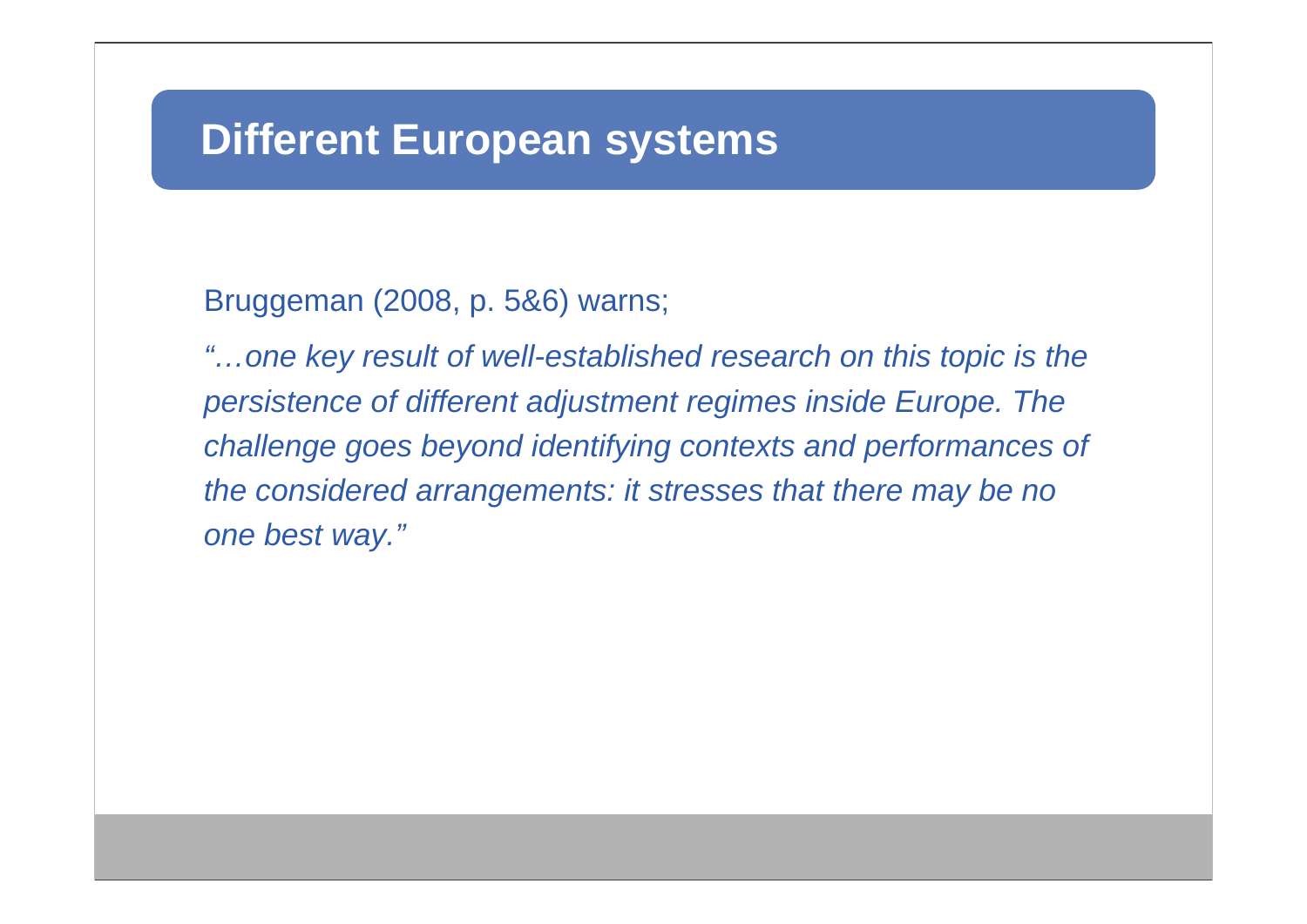# Different European systems

Bruggeman (2008, p. 5&6) warns;

*"…one key result of well-established research on this topic is the persistence of different adjustment regimes inside Europe. The challenge goes beyond identifying contexts and performances of the considered arrangements: it stresses that there may be no one best way."*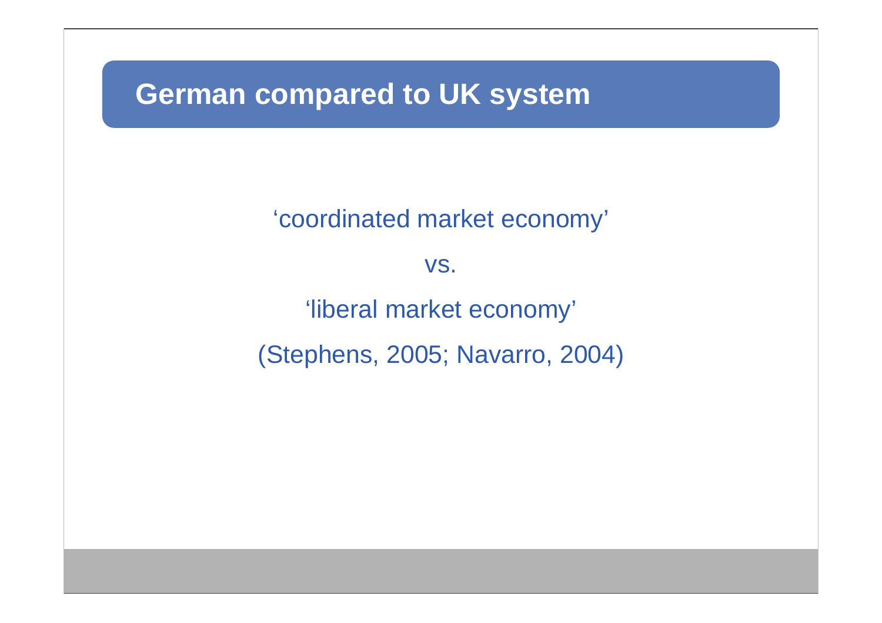## German compared to UK system

‘coordinated market economy’

vs.

‘liberal market economy’

(Stephens, 2005; Navarro, 2004)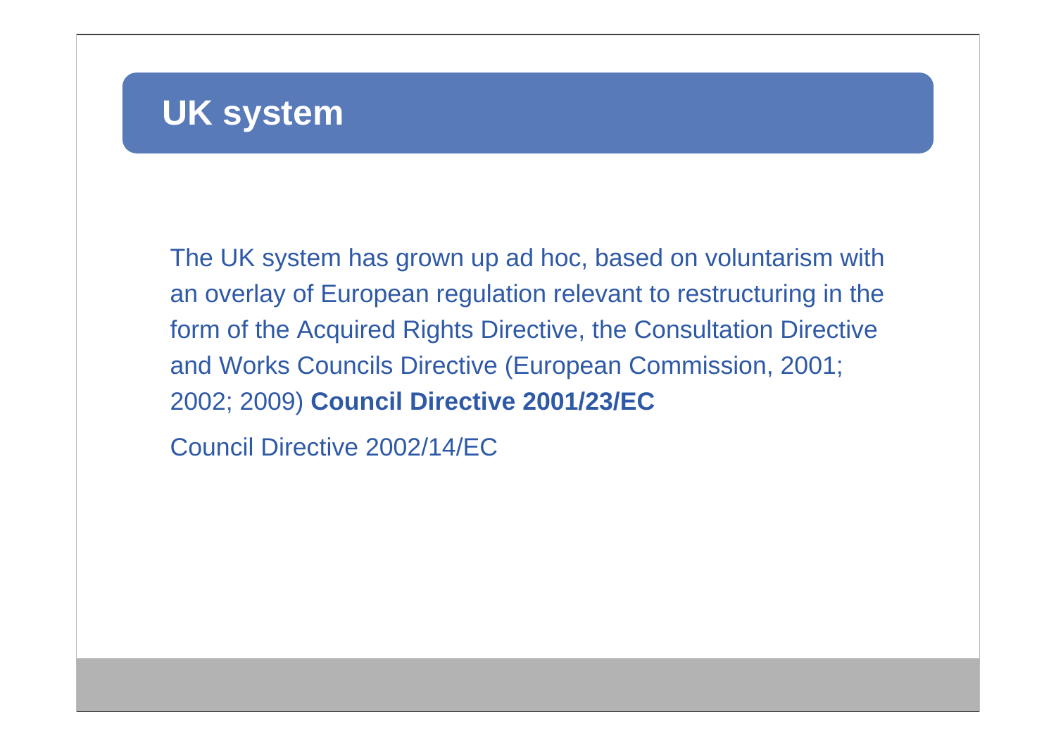# UK system

The UK system has grown up ad hoc, based on voluntarism with an overlay of European regulation relevant to restructuring in the form of the Acquired Rights Directive, the Consultation Directive and Works Councils Directive (European Commission, 2001; 2002; 2009) **Council Directive 2001/23/EC**

Council Directive 2002/14/EC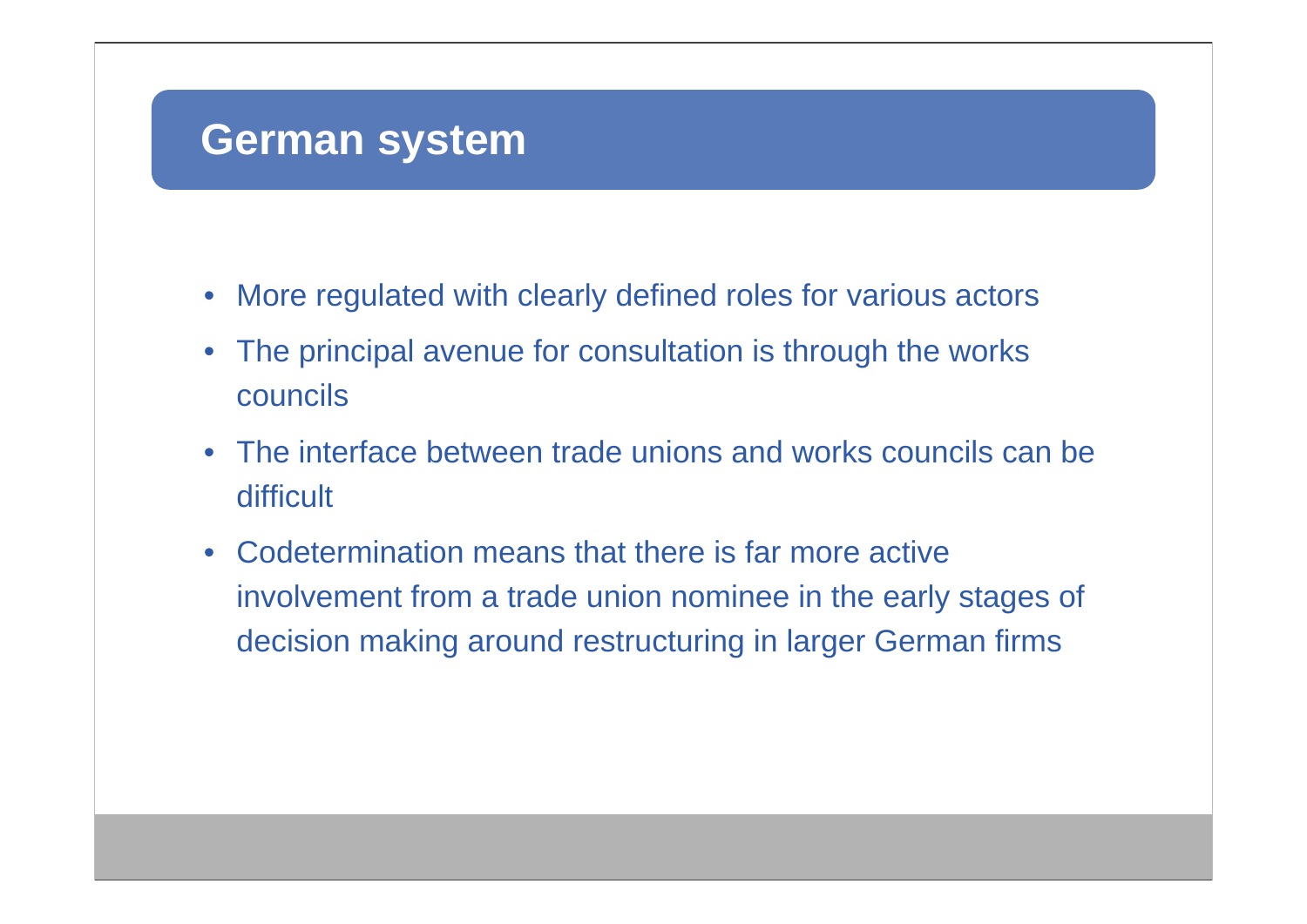## German system

- More regulated with clearly defined roles for various actors
- The principal avenue for consultation is through the works councils
- The interface between trade unions and works councils can be difficult
- Codetermination means that there is far more active involvement from a trade union nominee in the early stages of decision making around restructuring in larger German firms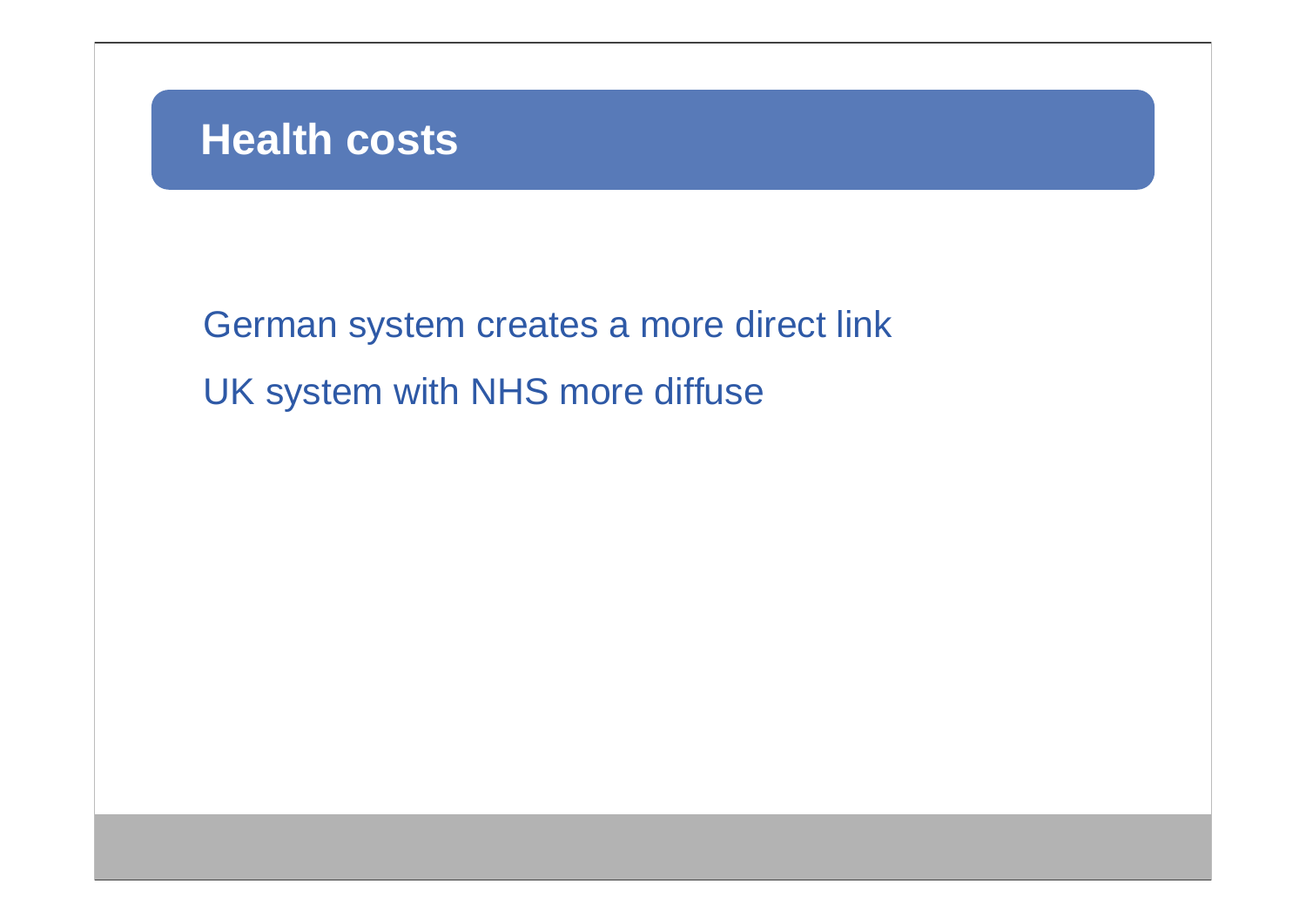# Health costs

German system creates a more direct link

UK system with NHS more diffuse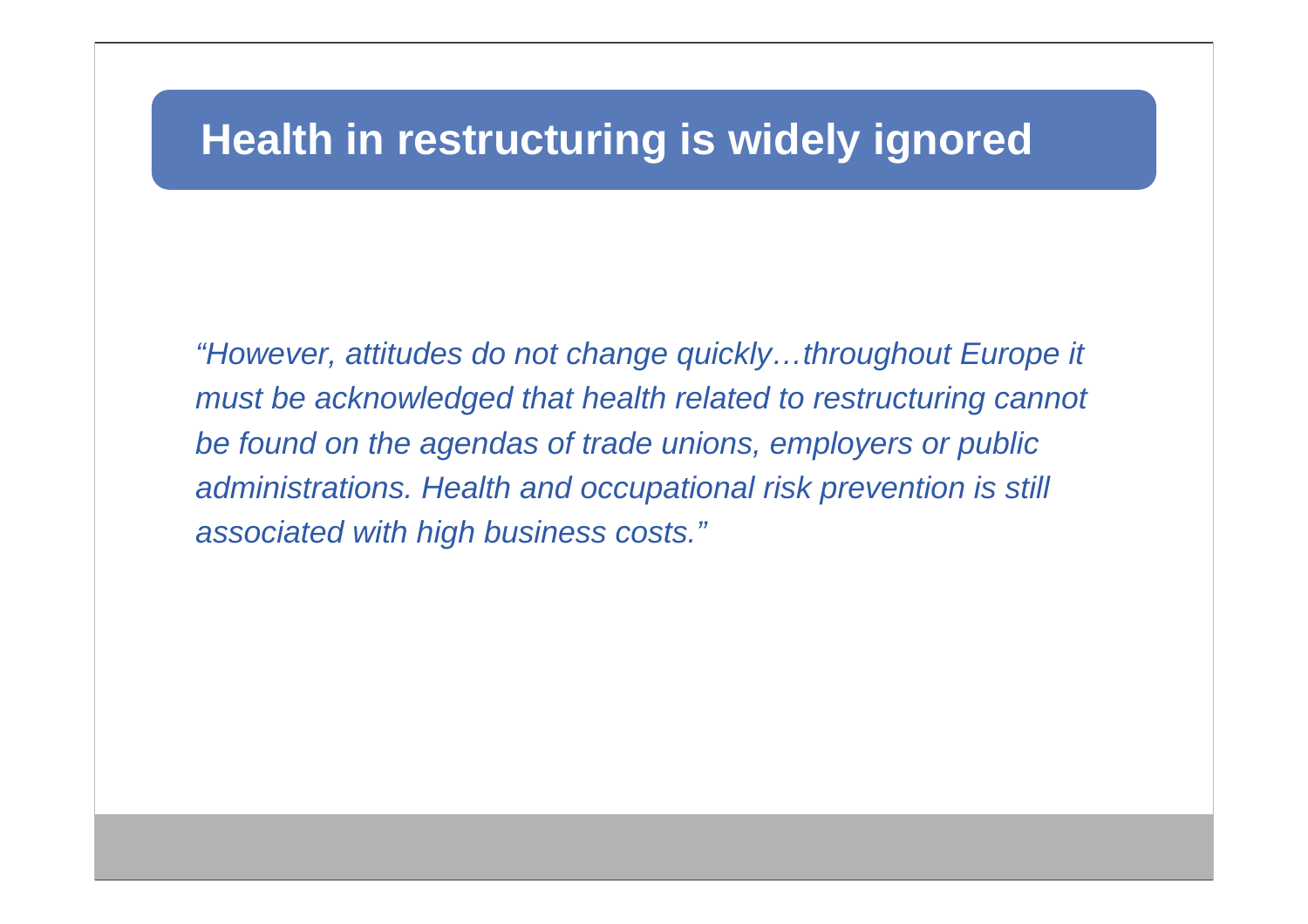## Health in restructuring is widely ignored

*"However, attitudes do not change quickly…throughout Europe it must be acknowledged that health related to restructuring cannot be found on the agendas of trade unions, employers or public administrations. Health and occupational risk prevention is still associated with high business costs."*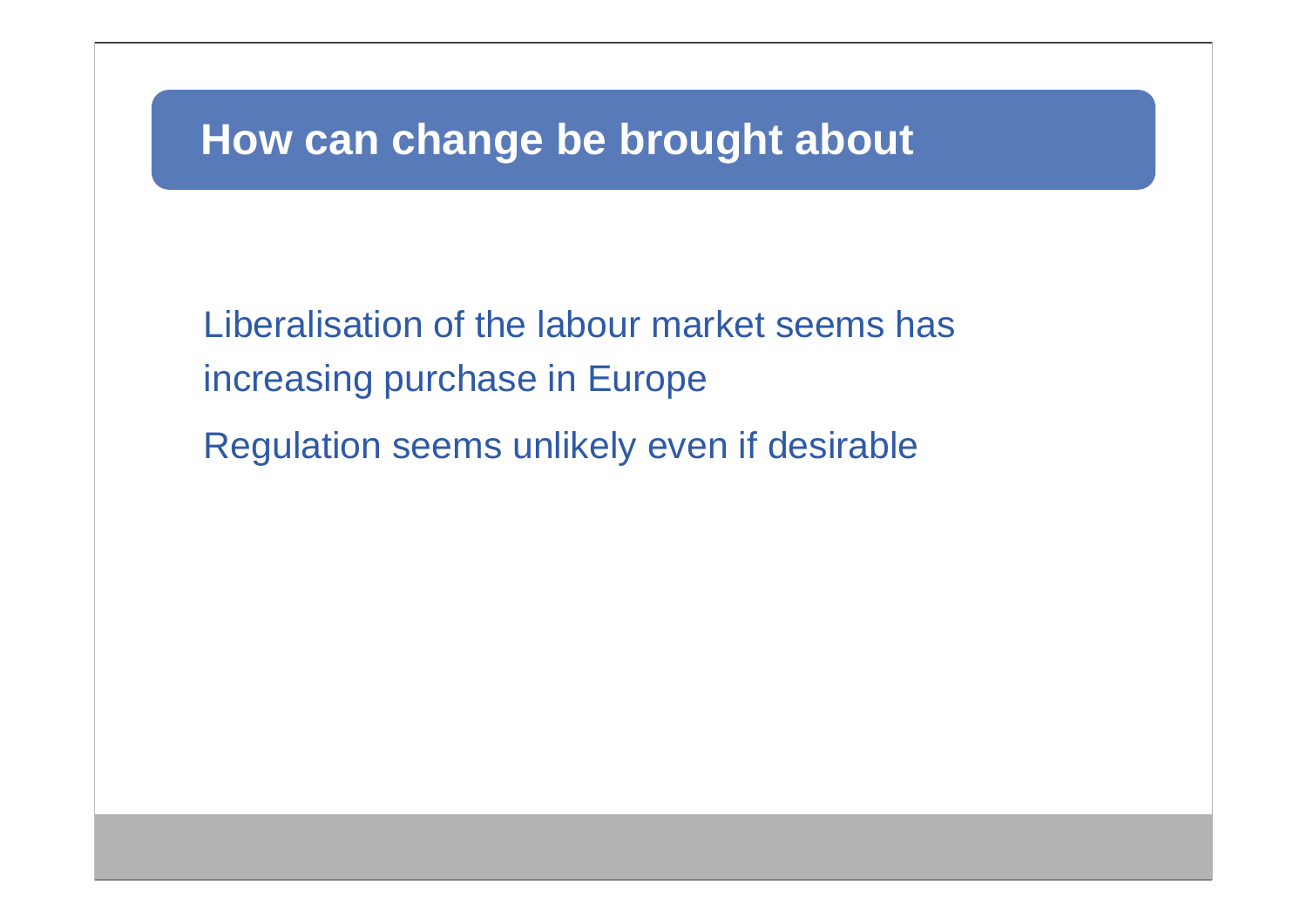## How can change be brought about

Liberalisation of the labour market seems has increasing purchase in Europe

Regulation seems unlikely even if desirable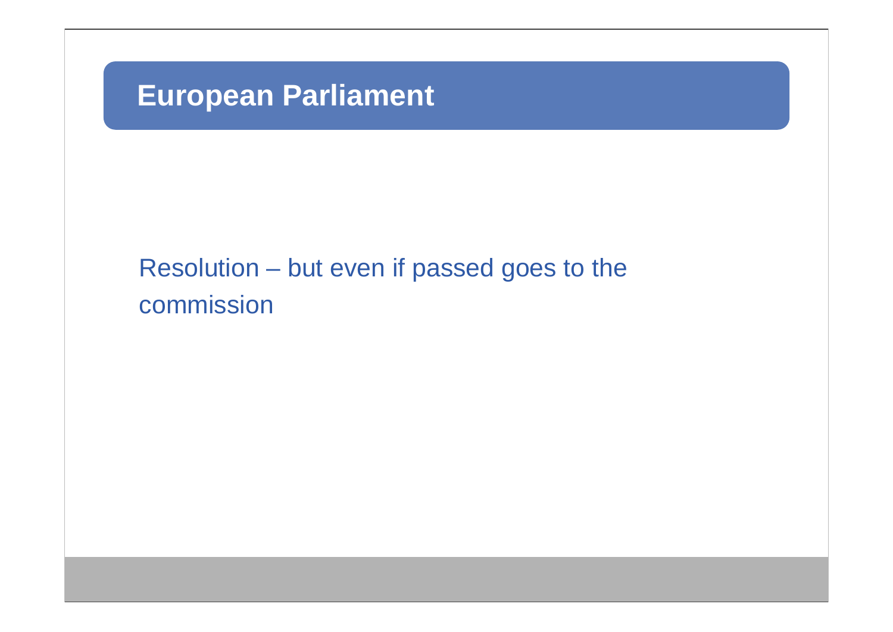## European Parliament

Resolution – but even if passed goes to the commission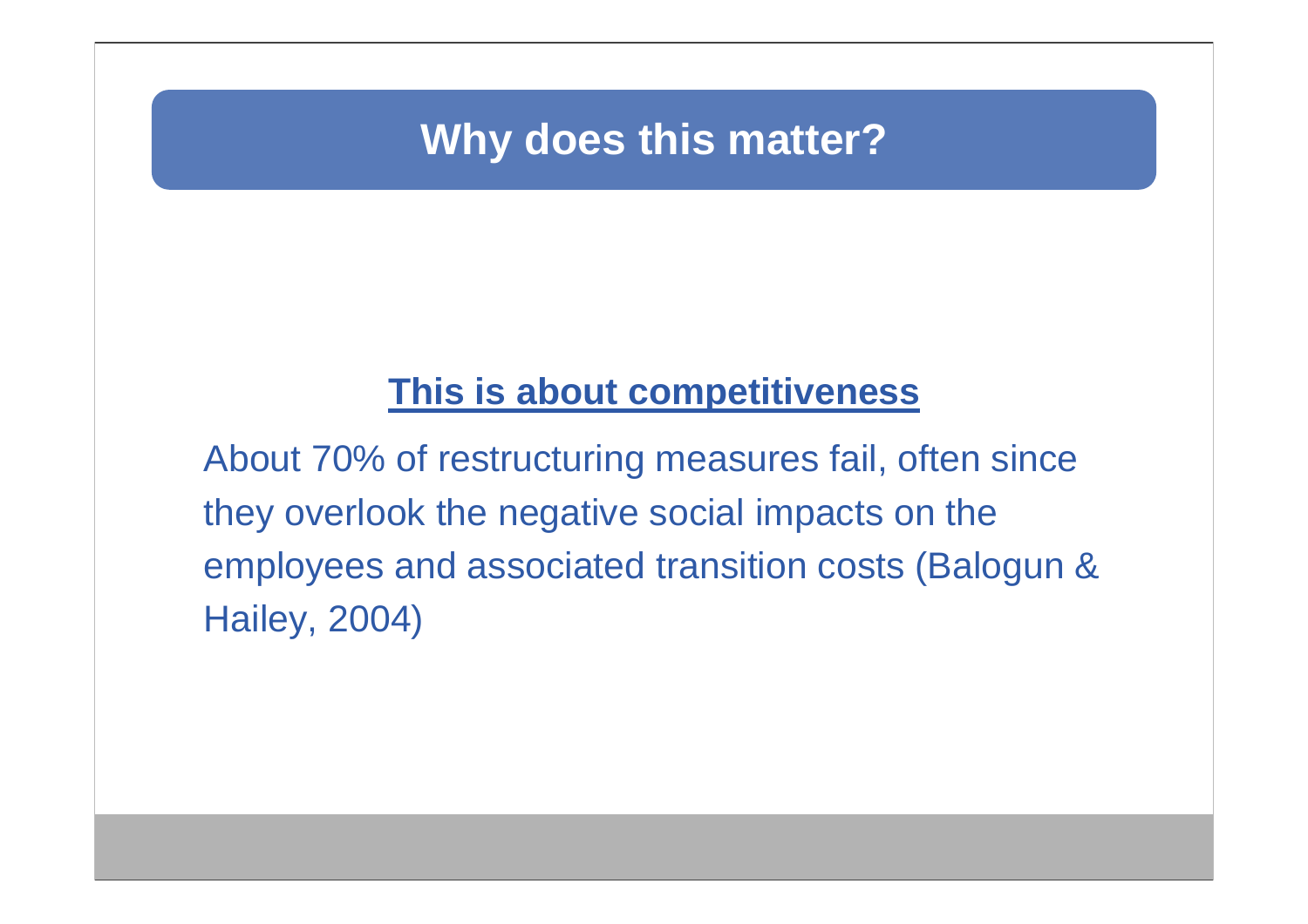# Why does this matter?

## This is about competitiveness

About 70% of restructuring measures fail, often since they overlook the negative social impacts on the employees and associated transition costs (Balogun & Hailey, 2004)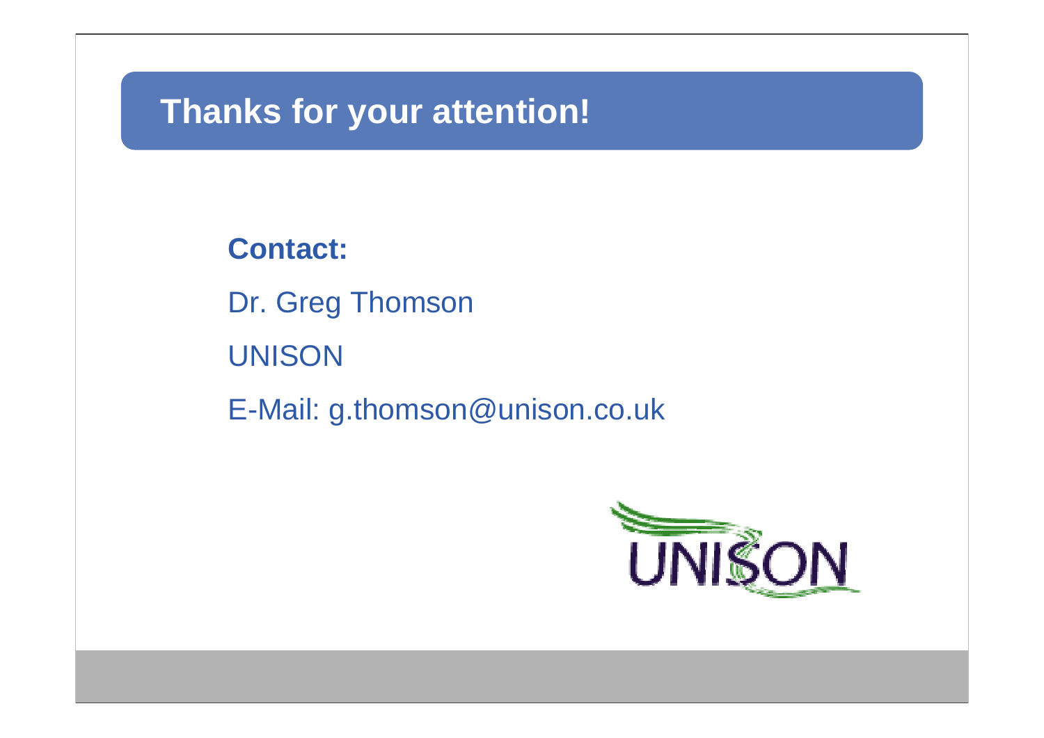# Thanks for your attention!

**Contact:**

Dr. Greg Thomson

UNISON

E-Mail: g.thomson@unison.co.uk